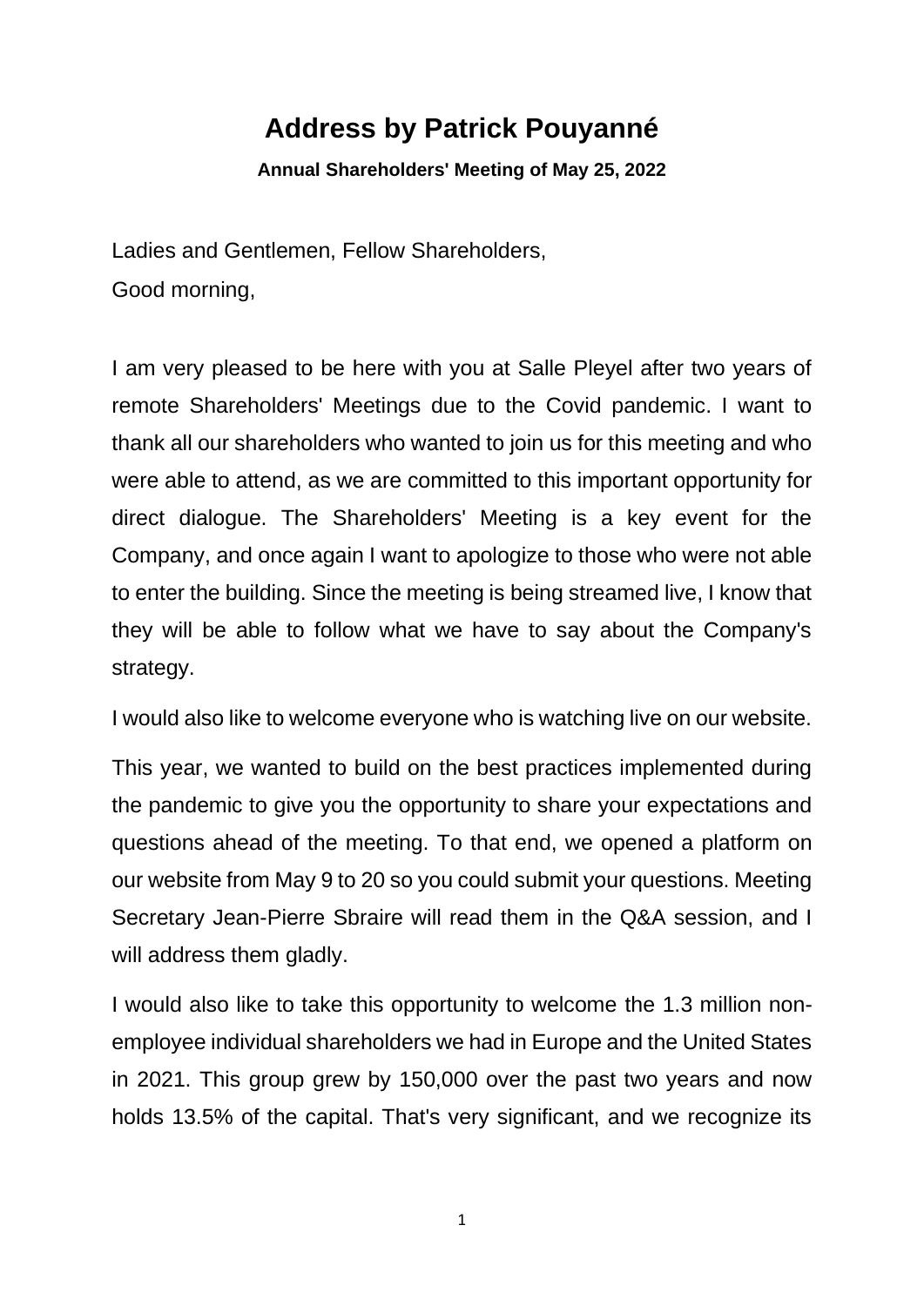# Address by Patrick Pouyanné

**Annual Shareholders' Meeting of May 25, 2022**

Ladies and Gentlemen, Fellow Shareholders,
Good morning,

I am very pleased to be here with you at Salle Pleyel after two years of remote Shareholders' Meetings due to the Covid pandemic. I want to thank all our shareholders who wanted to join us for this meeting and who were able to attend, as we are committed to this important opportunity for direct dialogue. The Shareholders' Meeting is a key event for the Company, and once again I want to apologize to those who were not able to enter the building. Since the meeting is being streamed live, I know that they will be able to follow what we have to say about the Company's strategy.

I would also like to welcome everyone who is watching live on our website.

This year, we wanted to build on the best practices implemented during the pandemic to give you the opportunity to share your expectations and questions ahead of the meeting. To that end, we opened a platform on our website from May 9 to 20 so you could submit your questions. Meeting Secretary Jean-Pierre Sbraire will read them in the Q&A session, and I will address them gladly.

I would also like to take this opportunity to welcome the 1.3 million non-employee individual shareholders we had in Europe and the United States in 2021. This group grew by 150,000 over the past two years and now holds 13.5% of the capital. That's very significant, and we recognize its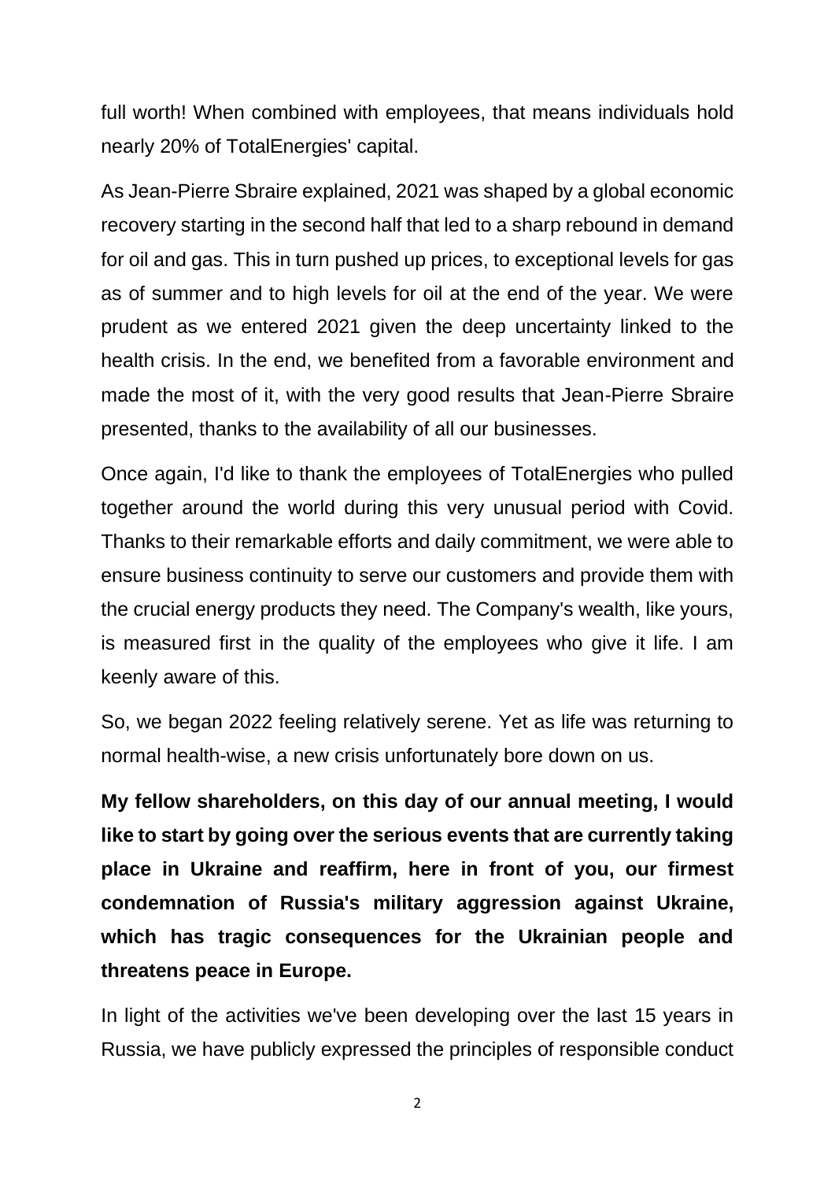full worth! When combined with employees, that means individuals hold nearly 20% of TotalEnergies' capital.

As Jean-Pierre Sbraire explained, 2021 was shaped by a global economic recovery starting in the second half that led to a sharp rebound in demand for oil and gas. This in turn pushed up prices, to exceptional levels for gas as of summer and to high levels for oil at the end of the year. We were prudent as we entered 2021 given the deep uncertainty linked to the health crisis. In the end, we benefited from a favorable environment and made the most of it, with the very good results that Jean-Pierre Sbraire presented, thanks to the availability of all our businesses.

Once again, I'd like to thank the employees of TotalEnergies who pulled together around the world during this very unusual period with Covid. Thanks to their remarkable efforts and daily commitment, we were able to ensure business continuity to serve our customers and provide them with the crucial energy products they need. The Company's wealth, like yours, is measured first in the quality of the employees who give it life. I am keenly aware of this.

So, we began 2022 feeling relatively serene. Yet as life was returning to normal health-wise, a new crisis unfortunately bore down on us.

**My fellow shareholders, on this day of our annual meeting, I would like to start by going over the serious events that are currently taking place in Ukraine and reaffirm, here in front of you, our firmest condemnation of Russia's military aggression against Ukraine, which has tragic consequences for the Ukrainian people and threatens peace in Europe.**

In light of the activities we've been developing over the last 15 years in Russia, we have publicly expressed the principles of responsible conduct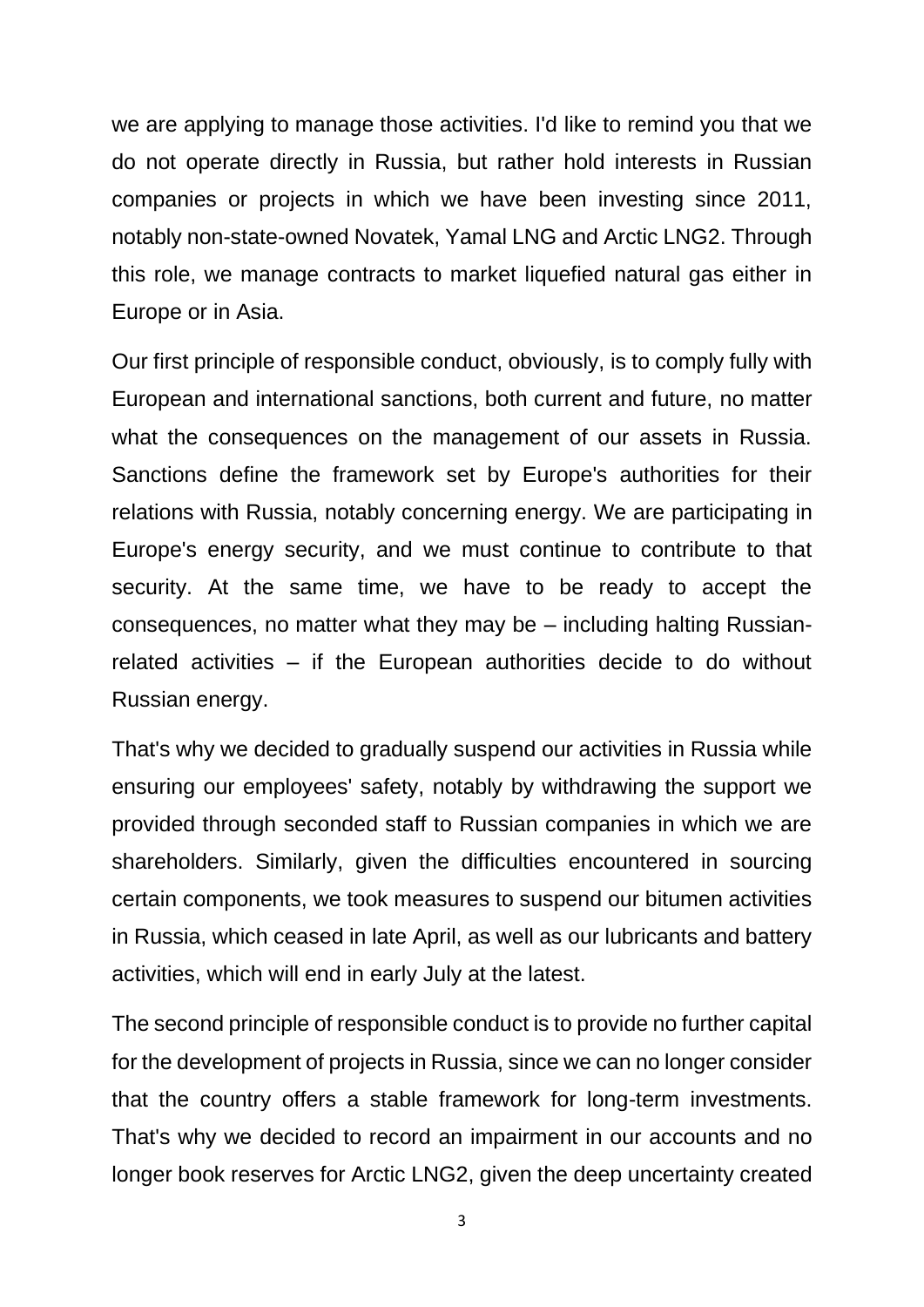we are applying to manage those activities. I'd like to remind you that we do not operate directly in Russia, but rather hold interests in Russian companies or projects in which we have been investing since 2011, notably non-state-owned Novatek, Yamal LNG and Arctic LNG2. Through this role, we manage contracts to market liquefied natural gas either in Europe or in Asia.

Our first principle of responsible conduct, obviously, is to comply fully with European and international sanctions, both current and future, no matter what the consequences on the management of our assets in Russia. Sanctions define the framework set by Europe's authorities for their relations with Russia, notably concerning energy. We are participating in Europe's energy security, and we must continue to contribute to that security. At the same time, we have to be ready to accept the consequences, no matter what they may be – including halting Russian-related activities – if the European authorities decide to do without Russian energy.

That's why we decided to gradually suspend our activities in Russia while ensuring our employees' safety, notably by withdrawing the support we provided through seconded staff to Russian companies in which we are shareholders. Similarly, given the difficulties encountered in sourcing certain components, we took measures to suspend our bitumen activities in Russia, which ceased in late April, as well as our lubricants and battery activities, which will end in early July at the latest.

The second principle of responsible conduct is to provide no further capital for the development of projects in Russia, since we can no longer consider that the country offers a stable framework for long-term investments. That's why we decided to record an impairment in our accounts and no longer book reserves for Arctic LNG2, given the deep uncertainty created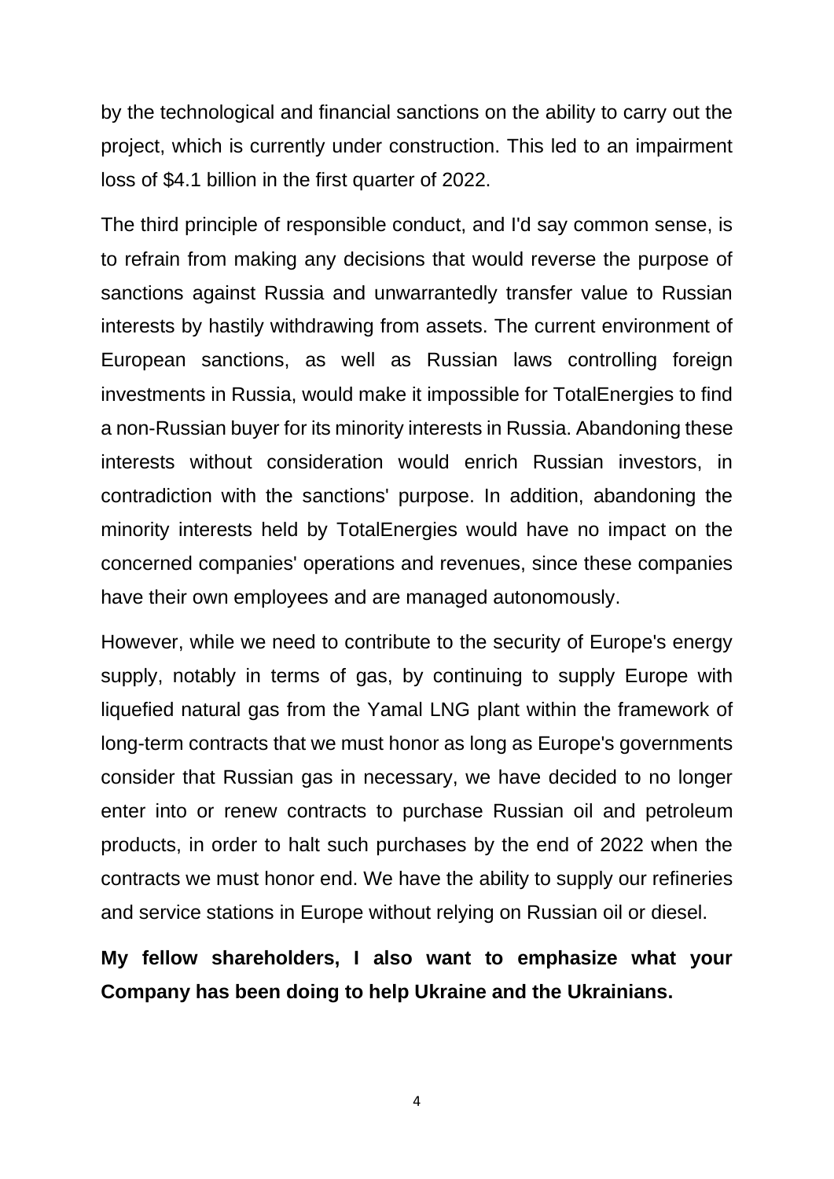by the technological and financial sanctions on the ability to carry out the project, which is currently under construction. This led to an impairment loss of $4.1 billion in the first quarter of 2022.

The third principle of responsible conduct, and I'd say common sense, is to refrain from making any decisions that would reverse the purpose of sanctions against Russia and unwarrantedly transfer value to Russian interests by hastily withdrawing from assets. The current environment of European sanctions, as well as Russian laws controlling foreign investments in Russia, would make it impossible for TotalEnergies to find a non-Russian buyer for its minority interests in Russia. Abandoning these interests without consideration would enrich Russian investors, in contradiction with the sanctions' purpose. In addition, abandoning the minority interests held by TotalEnergies would have no impact on the concerned companies' operations and revenues, since these companies have their own employees and are managed autonomously.

However, while we need to contribute to the security of Europe's energy supply, notably in terms of gas, by continuing to supply Europe with liquefied natural gas from the Yamal LNG plant within the framework of long-term contracts that we must honor as long as Europe's governments consider that Russian gas in necessary, we have decided to no longer enter into or renew contracts to purchase Russian oil and petroleum products, in order to halt such purchases by the end of 2022 when the contracts we must honor end. We have the ability to supply our refineries and service stations in Europe without relying on Russian oil or diesel.

**My fellow shareholders, I also want to emphasize what your Company has been doing to help Ukraine and the Ukrainians.**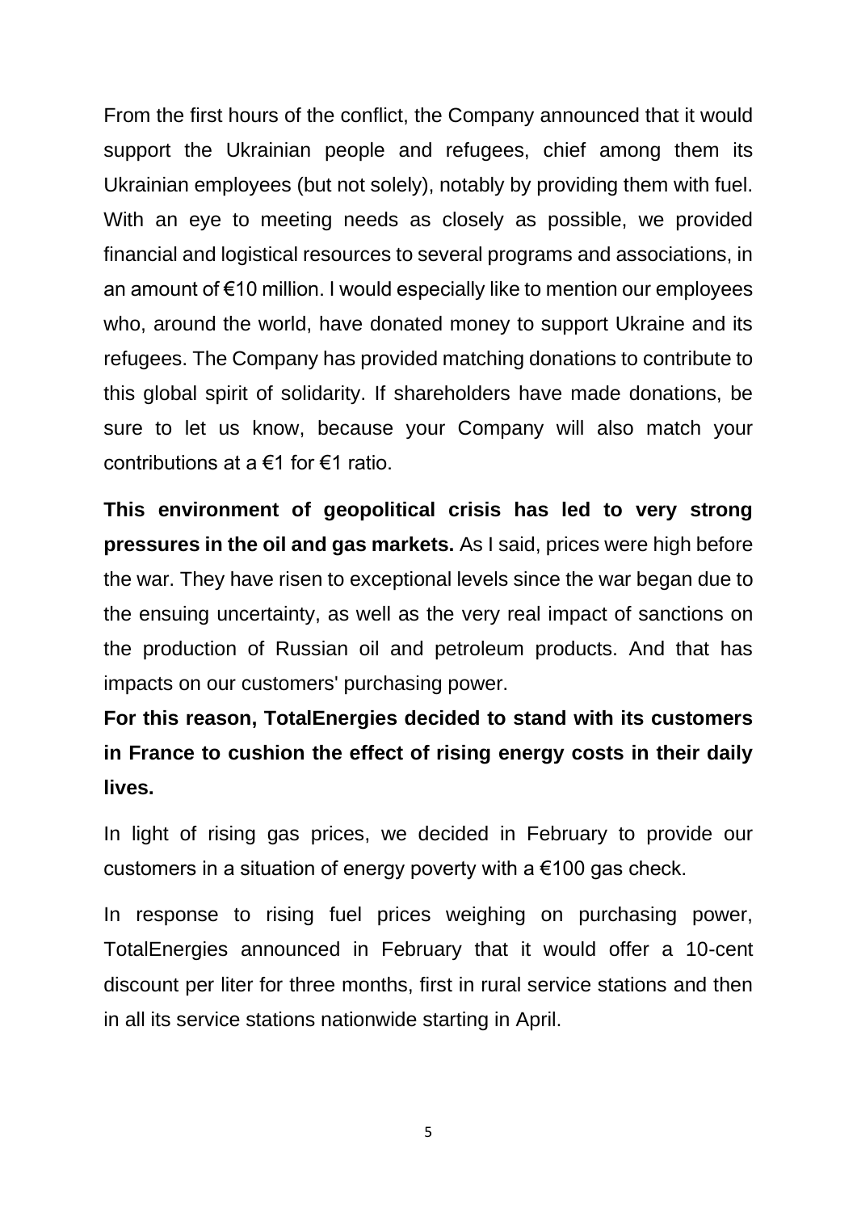From the first hours of the conflict, the Company announced that it would support the Ukrainian people and refugees, chief among them its Ukrainian employees (but not solely), notably by providing them with fuel. With an eye to meeting needs as closely as possible, we provided financial and logistical resources to several programs and associations, in an amount of €10 million. I would especially like to mention our employees who, around the world, have donated money to support Ukraine and its refugees. The Company has provided matching donations to contribute to this global spirit of solidarity. If shareholders have made donations, be sure to let us know, because your Company will also match your contributions at a €1 for €1 ratio.

**This environment of geopolitical crisis has led to very strong pressures in the oil and gas markets.** As I said, prices were high before the war. They have risen to exceptional levels since the war began due to the ensuing uncertainty, as well as the very real impact of sanctions on the production of Russian oil and petroleum products. And that has impacts on our customers' purchasing power.

**For this reason, TotalEnergies decided to stand with its customers in France to cushion the effect of rising energy costs in their daily lives.**

In light of rising gas prices, we decided in February to provide our customers in a situation of energy poverty with a €100 gas check.

In response to rising fuel prices weighing on purchasing power, TotalEnergies announced in February that it would offer a 10-cent discount per liter for three months, first in rural service stations and then in all its service stations nationwide starting in April.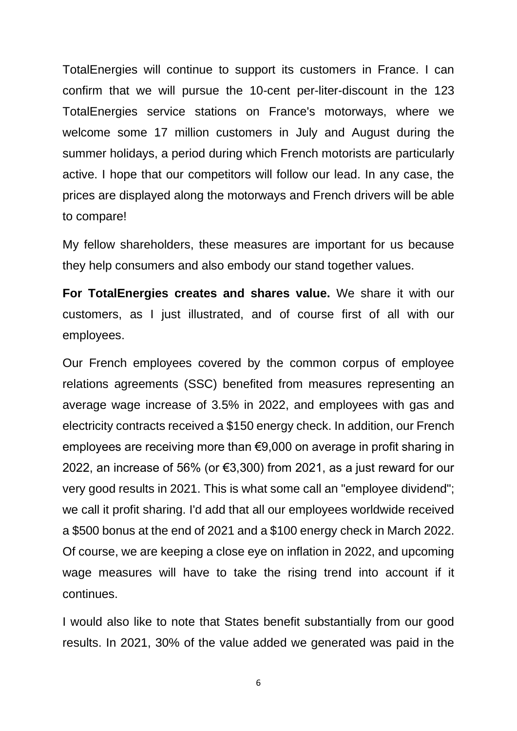TotalEnergies will continue to support its customers in France. I can confirm that we will pursue the 10-cent per-liter-discount in the 123 TotalEnergies service stations on France's motorways, where we welcome some 17 million customers in July and August during the summer holidays, a period during which French motorists are particularly active. I hope that our competitors will follow our lead. In any case, the prices are displayed along the motorways and French drivers will be able to compare!

My fellow shareholders, these measures are important for us because they help consumers and also embody our stand together values.

**For TotalEnergies creates and shares value.** We share it with our customers, as I just illustrated, and of course first of all with our employees.

Our French employees covered by the common corpus of employee relations agreements (SSC) benefited from measures representing an average wage increase of 3.5% in 2022, and employees with gas and electricity contracts received a $150 energy check. In addition, our French employees are receiving more than €9,000 on average in profit sharing in 2022, an increase of 56% (or €3,300) from 2021, as a just reward for our very good results in 2021. This is what some call an "employee dividend"; we call it profit sharing. I'd add that all our employees worldwide received a $500 bonus at the end of 2021 and a $100 energy check in March 2022. Of course, we are keeping a close eye on inflation in 2022, and upcoming wage measures will have to take the rising trend into account if it continues.

I would also like to note that States benefit substantially from our good results. In 2021, 30% of the value added we generated was paid in the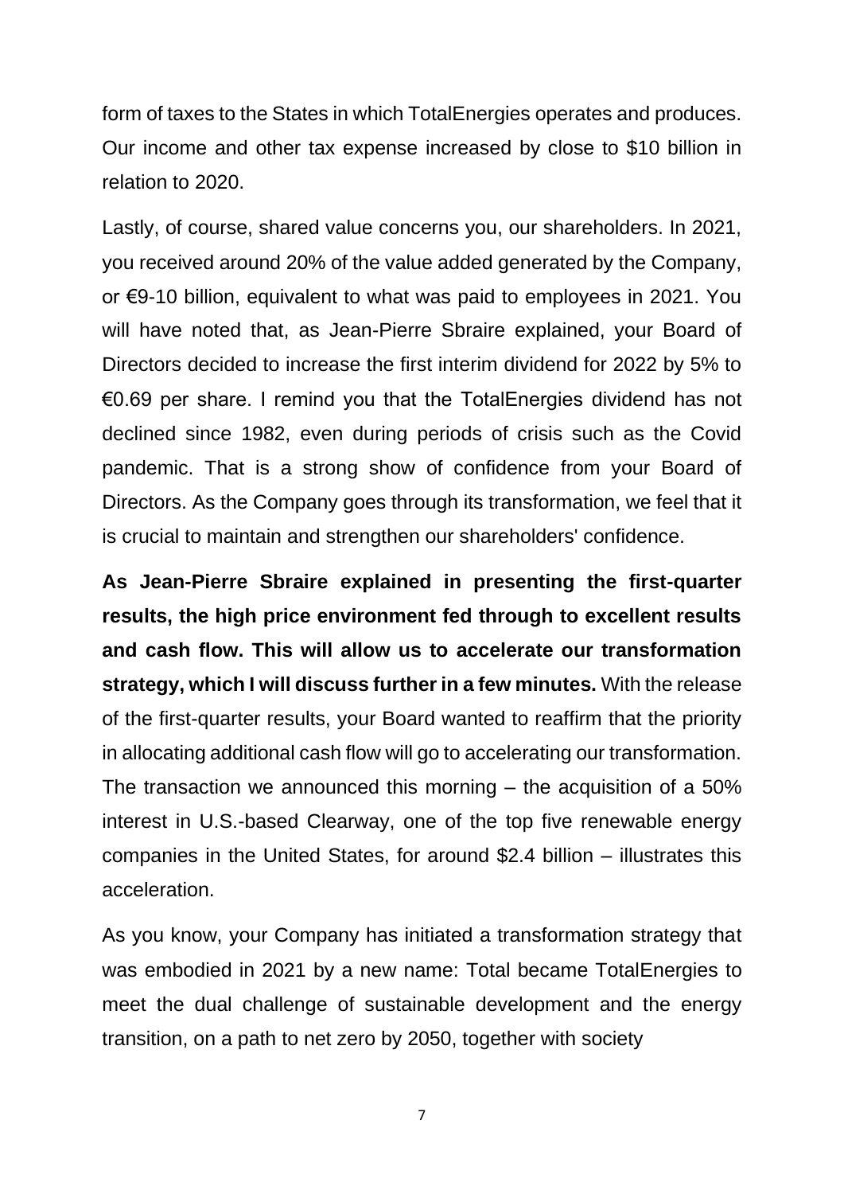form of taxes to the States in which TotalEnergies operates and produces. Our income and other tax expense increased by close to $10 billion in relation to 2020.

Lastly, of course, shared value concerns you, our shareholders. In 2021, you received around 20% of the value added generated by the Company, or €9-10 billion, equivalent to what was paid to employees in 2021. You will have noted that, as Jean-Pierre Sbraire explained, your Board of Directors decided to increase the first interim dividend for 2022 by 5% to €0.69 per share. I remind you that the TotalEnergies dividend has not declined since 1982, even during periods of crisis such as the Covid pandemic. That is a strong show of confidence from your Board of Directors. As the Company goes through its transformation, we feel that it is crucial to maintain and strengthen our shareholders' confidence.

**As Jean-Pierre Sbraire explained in presenting the first-quarter results, the high price environment fed through to excellent results and cash flow. This will allow us to accelerate our transformation strategy, which I will discuss further in a few minutes.** With the release of the first-quarter results, your Board wanted to reaffirm that the priority in allocating additional cash flow will go to accelerating our transformation. The transaction we announced this morning – the acquisition of a 50% interest in U.S.-based Clearway, one of the top five renewable energy companies in the United States, for around $2.4 billion – illustrates this acceleration.

As you know, your Company has initiated a transformation strategy that was embodied in 2021 by a new name: Total became TotalEnergies to meet the dual challenge of sustainable development and the energy transition, on a path to net zero by 2050, together with society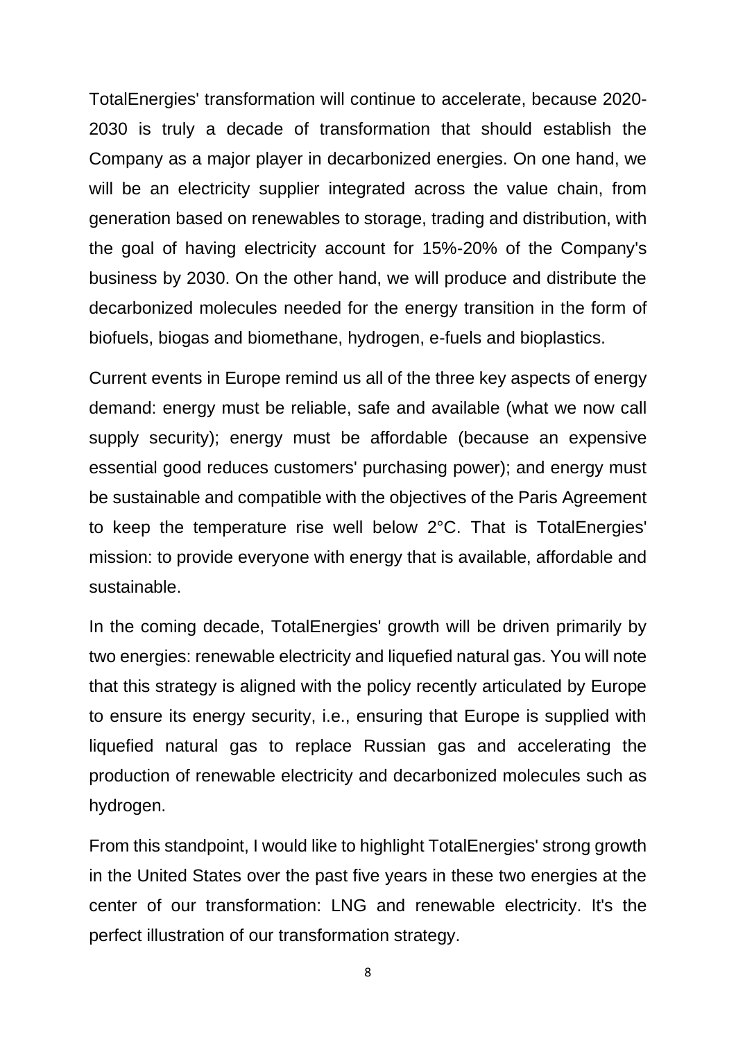TotalEnergies' transformation will continue to accelerate, because 2020-2030 is truly a decade of transformation that should establish the Company as a major player in decarbonized energies. On one hand, we will be an electricity supplier integrated across the value chain, from generation based on renewables to storage, trading and distribution, with the goal of having electricity account for 15%-20% of the Company's business by 2030. On the other hand, we will produce and distribute the decarbonized molecules needed for the energy transition in the form of biofuels, biogas and biomethane, hydrogen, e-fuels and bioplastics.

Current events in Europe remind us all of the three key aspects of energy demand: energy must be reliable, safe and available (what we now call supply security); energy must be affordable (because an expensive essential good reduces customers' purchasing power); and energy must be sustainable and compatible with the objectives of the Paris Agreement to keep the temperature rise well below 2°C. That is TotalEnergies' mission: to provide everyone with energy that is available, affordable and sustainable.

In the coming decade, TotalEnergies' growth will be driven primarily by two energies: renewable electricity and liquefied natural gas. You will note that this strategy is aligned with the policy recently articulated by Europe to ensure its energy security, i.e., ensuring that Europe is supplied with liquefied natural gas to replace Russian gas and accelerating the production of renewable electricity and decarbonized molecules such as hydrogen.

From this standpoint, I would like to highlight TotalEnergies' strong growth in the United States over the past five years in these two energies at the center of our transformation: LNG and renewable electricity. It's the perfect illustration of our transformation strategy.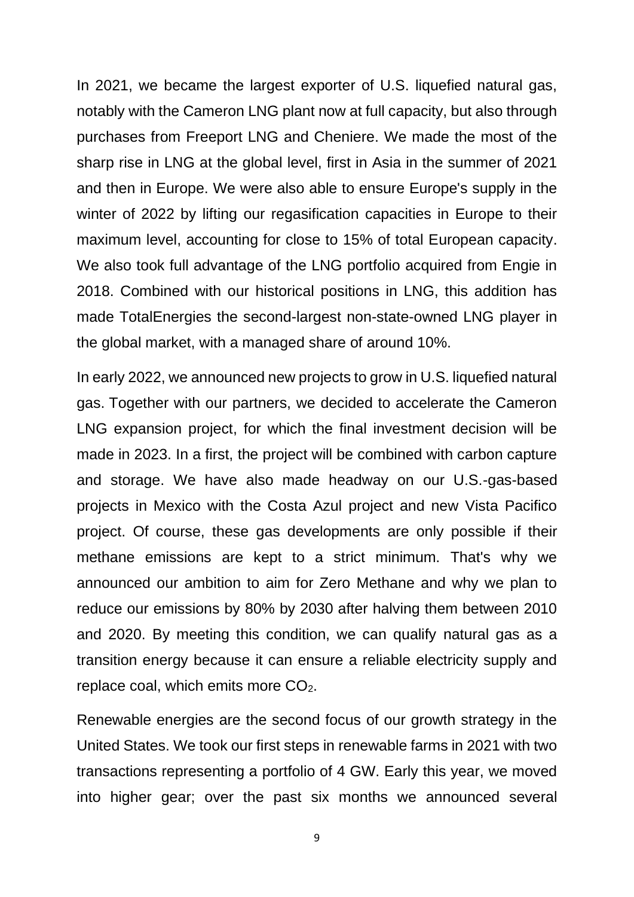In 2021, we became the largest exporter of U.S. liquefied natural gas, notably with the Cameron LNG plant now at full capacity, but also through purchases from Freeport LNG and Cheniere. We made the most of the sharp rise in LNG at the global level, first in Asia in the summer of 2021 and then in Europe. We were also able to ensure Europe's supply in the winter of 2022 by lifting our regasification capacities in Europe to their maximum level, accounting for close to 15% of total European capacity. We also took full advantage of the LNG portfolio acquired from Engie in 2018. Combined with our historical positions in LNG, this addition has made TotalEnergies the second-largest non-state-owned LNG player in the global market, with a managed share of around 10%.

In early 2022, we announced new projects to grow in U.S. liquefied natural gas. Together with our partners, we decided to accelerate the Cameron LNG expansion project, for which the final investment decision will be made in 2023. In a first, the project will be combined with carbon capture and storage. We have also made headway on our U.S.-gas-based projects in Mexico with the Costa Azul project and new Vista Pacifico project. Of course, these gas developments are only possible if their methane emissions are kept to a strict minimum. That's why we announced our ambition to aim for Zero Methane and why we plan to reduce our emissions by 80% by 2030 after halving them between 2010 and 2020. By meeting this condition, we can qualify natural gas as a transition energy because it can ensure a reliable electricity supply and replace coal, which emits more $CO_2$.

Renewable energies are the second focus of our growth strategy in the United States. We took our first steps in renewable farms in 2021 with two transactions representing a portfolio of 4 GW. Early this year, we moved into higher gear; over the past six months we announced several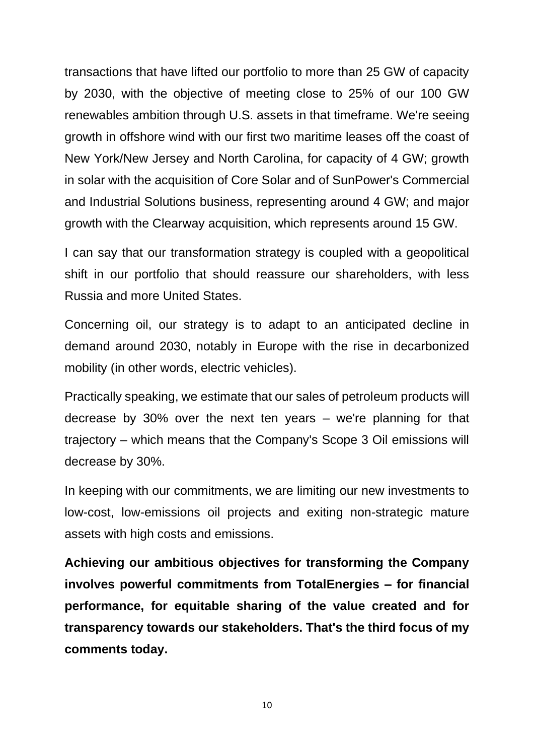transactions that have lifted our portfolio to more than 25 GW of capacity by 2030, with the objective of meeting close to 25% of our 100 GW renewables ambition through U.S. assets in that timeframe. We're seeing growth in offshore wind with our first two maritime leases off the coast of New York/New Jersey and North Carolina, for capacity of 4 GW; growth in solar with the acquisition of Core Solar and of SunPower's Commercial and Industrial Solutions business, representing around 4 GW; and major growth with the Clearway acquisition, which represents around 15 GW.

I can say that our transformation strategy is coupled with a geopolitical shift in our portfolio that should reassure our shareholders, with less Russia and more United States.

Concerning oil, our strategy is to adapt to an anticipated decline in demand around 2030, notably in Europe with the rise in decarbonized mobility (in other words, electric vehicles).

Practically speaking, we estimate that our sales of petroleum products will decrease by 30% over the next ten years – we're planning for that trajectory – which means that the Company's Scope 3 Oil emissions will decrease by 30%.

In keeping with our commitments, we are limiting our new investments to low-cost, low-emissions oil projects and exiting non-strategic mature assets with high costs and emissions.

**Achieving our ambitious objectives for transforming the Company involves powerful commitments from TotalEnergies – for financial performance, for equitable sharing of the value created and for transparency towards our stakeholders. That's the third focus of my comments today.**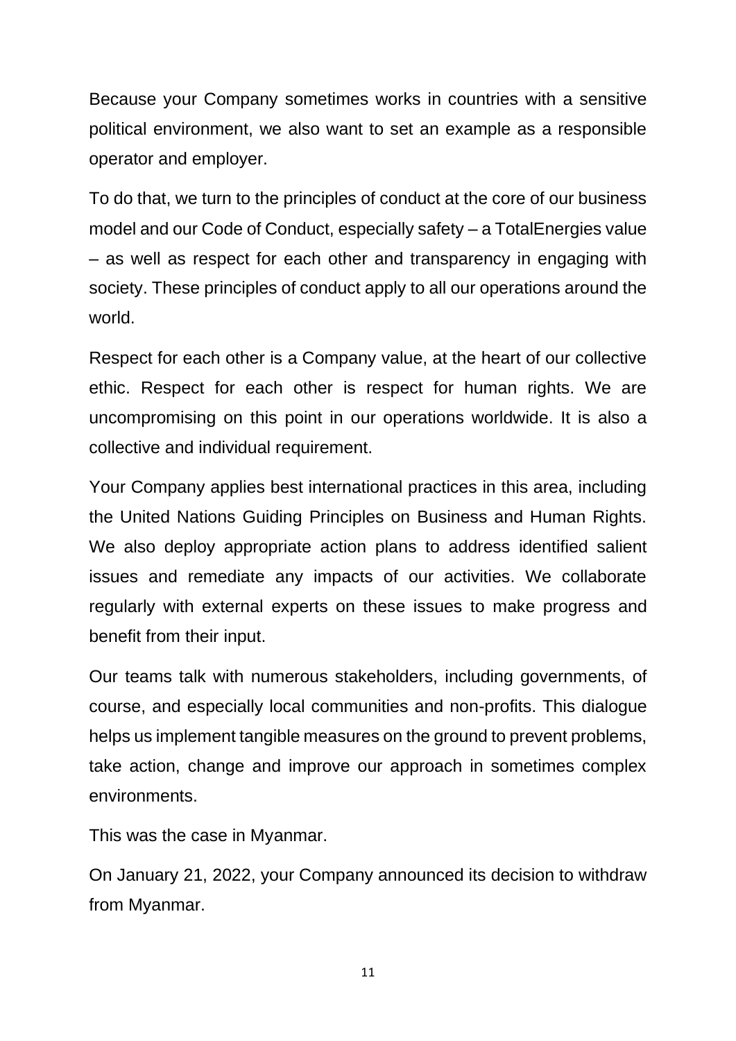Because your Company sometimes works in countries with a sensitive political environment, we also want to set an example as a responsible operator and employer.

To do that, we turn to the principles of conduct at the core of our business model and our Code of Conduct, especially safety – a TotalEnergies value – as well as respect for each other and transparency in engaging with society. These principles of conduct apply to all our operations around the world.

Respect for each other is a Company value, at the heart of our collective ethic. Respect for each other is respect for human rights. We are uncompromising on this point in our operations worldwide. It is also a collective and individual requirement.

Your Company applies best international practices in this area, including the United Nations Guiding Principles on Business and Human Rights. We also deploy appropriate action plans to address identified salient issues and remediate any impacts of our activities. We collaborate regularly with external experts on these issues to make progress and benefit from their input.

Our teams talk with numerous stakeholders, including governments, of course, and especially local communities and non-profits. This dialogue helps us implement tangible measures on the ground to prevent problems, take action, change and improve our approach in sometimes complex environments.

This was the case in Myanmar.

On January 21, 2022, your Company announced its decision to withdraw from Myanmar.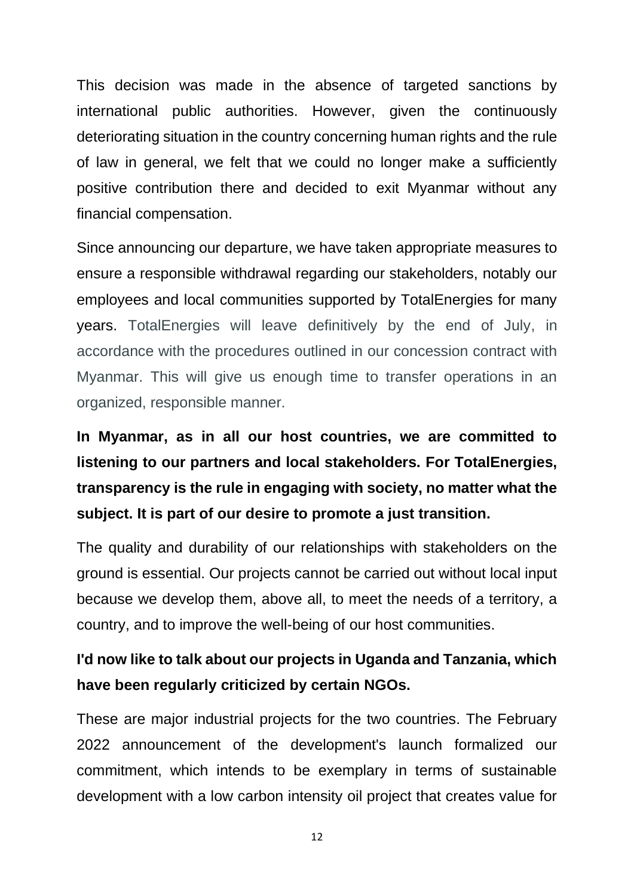This decision was made in the absence of targeted sanctions by international public authorities. However, given the continuously deteriorating situation in the country concerning human rights and the rule of law in general, we felt that we could no longer make a sufficiently positive contribution there and decided to exit Myanmar without any financial compensation.

Since announcing our departure, we have taken appropriate measures to ensure a responsible withdrawal regarding our stakeholders, notably our employees and local communities supported by TotalEnergies for many years. TotalEnergies will leave definitively by the end of July, in accordance with the procedures outlined in our concession contract with Myanmar. This will give us enough time to transfer operations in an organized, responsible manner.

**In Myanmar, as in all our host countries, we are committed to listening to our partners and local stakeholders. For TotalEnergies, transparency is the rule in engaging with society, no matter what the subject. It is part of our desire to promote a just transition.**

The quality and durability of our relationships with stakeholders on the ground is essential. Our projects cannot be carried out without local input because we develop them, above all, to meet the needs of a territory, a country, and to improve the well-being of our host communities.

**I'd now like to talk about our projects in Uganda and Tanzania, which have been regularly criticized by certain NGOs.**

These are major industrial projects for the two countries. The February 2022 announcement of the development's launch formalized our commitment, which intends to be exemplary in terms of sustainable development with a low carbon intensity oil project that creates value for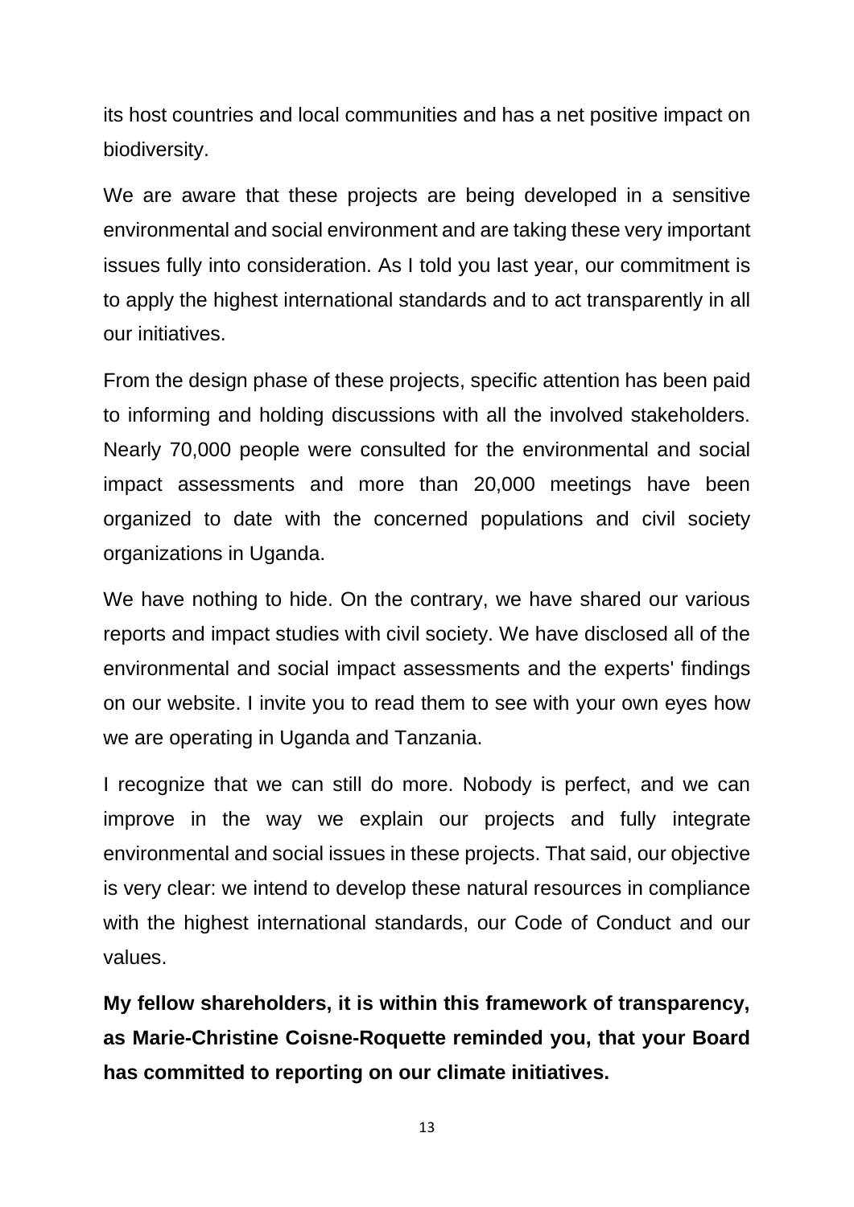its host countries and local communities and has a net positive impact on biodiversity.

We are aware that these projects are being developed in a sensitive environmental and social environment and are taking these very important issues fully into consideration. As I told you last year, our commitment is to apply the highest international standards and to act transparently in all our initiatives.

From the design phase of these projects, specific attention has been paid to informing and holding discussions with all the involved stakeholders. Nearly 70,000 people were consulted for the environmental and social impact assessments and more than 20,000 meetings have been organized to date with the concerned populations and civil society organizations in Uganda.

We have nothing to hide. On the contrary, we have shared our various reports and impact studies with civil society. We have disclosed all of the environmental and social impact assessments and the experts' findings on our website. I invite you to read them to see with your own eyes how we are operating in Uganda and Tanzania.

I recognize that we can still do more. Nobody is perfect, and we can improve in the way we explain our projects and fully integrate environmental and social issues in these projects. That said, our objective is very clear: we intend to develop these natural resources in compliance with the highest international standards, our Code of Conduct and our values.

**My fellow shareholders, it is within this framework of transparency, as Marie-Christine Coisne-Roquette reminded you, that your Board has committed to reporting on our climate initiatives.**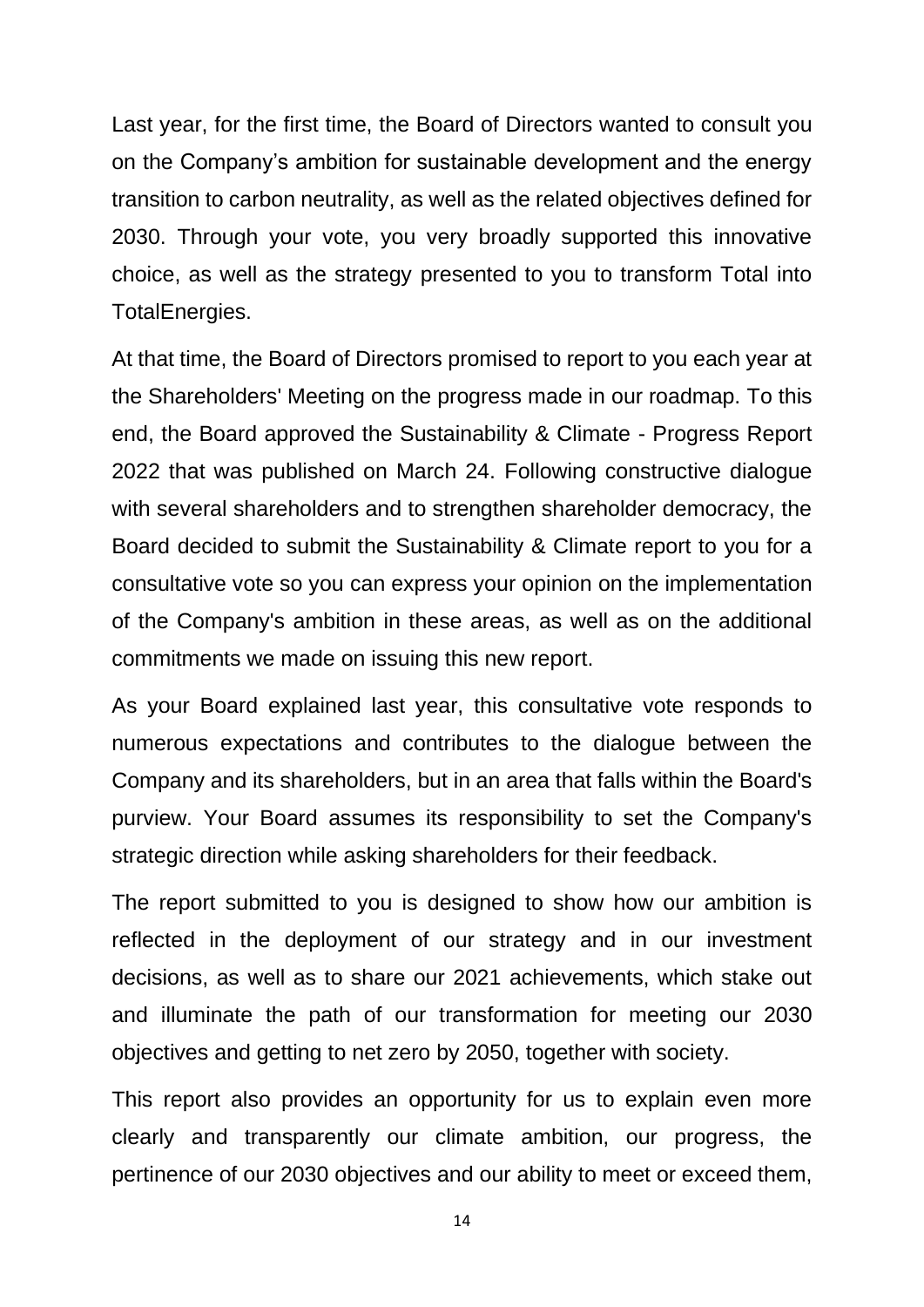Last year, for the first time, the Board of Directors wanted to consult you on the Company's ambition for sustainable development and the energy transition to carbon neutrality, as well as the related objectives defined for 2030. Through your vote, you very broadly supported this innovative choice, as well as the strategy presented to you to transform Total into TotalEnergies.

At that time, the Board of Directors promised to report to you each year at the Shareholders' Meeting on the progress made in our roadmap. To this end, the Board approved the Sustainability & Climate - Progress Report 2022 that was published on March 24. Following constructive dialogue with several shareholders and to strengthen shareholder democracy, the Board decided to submit the Sustainability & Climate report to you for a consultative vote so you can express your opinion on the implementation of the Company's ambition in these areas, as well as on the additional commitments we made on issuing this new report.

As your Board explained last year, this consultative vote responds to numerous expectations and contributes to the dialogue between the Company and its shareholders, but in an area that falls within the Board's purview. Your Board assumes its responsibility to set the Company's strategic direction while asking shareholders for their feedback.

The report submitted to you is designed to show how our ambition is reflected in the deployment of our strategy and in our investment decisions, as well as to share our 2021 achievements, which stake out and illuminate the path of our transformation for meeting our 2030 objectives and getting to net zero by 2050, together with society.

This report also provides an opportunity for us to explain even more clearly and transparently our climate ambition, our progress, the pertinence of our 2030 objectives and our ability to meet or exceed them,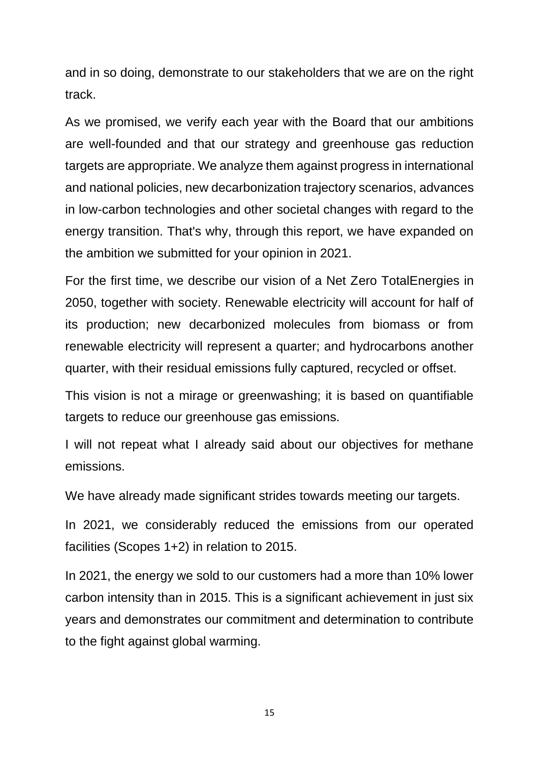and in so doing, demonstrate to our stakeholders that we are on the right track.

As we promised, we verify each year with the Board that our ambitions are well-founded and that our strategy and greenhouse gas reduction targets are appropriate. We analyze them against progress in international and national policies, new decarbonization trajectory scenarios, advances in low-carbon technologies and other societal changes with regard to the energy transition. That's why, through this report, we have expanded on the ambition we submitted for your opinion in 2021.

For the first time, we describe our vision of a Net Zero TotalEnergies in 2050, together with society. Renewable electricity will account for half of its production; new decarbonized molecules from biomass or from renewable electricity will represent a quarter; and hydrocarbons another quarter, with their residual emissions fully captured, recycled or offset.

This vision is not a mirage or greenwashing; it is based on quantifiable targets to reduce our greenhouse gas emissions.

I will not repeat what I already said about our objectives for methane emissions.

We have already made significant strides towards meeting our targets.

In 2021, we considerably reduced the emissions from our operated facilities (Scopes 1+2) in relation to 2015.

In 2021, the energy we sold to our customers had a more than 10% lower carbon intensity than in 2015. This is a significant achievement in just six years and demonstrates our commitment and determination to contribute to the fight against global warming.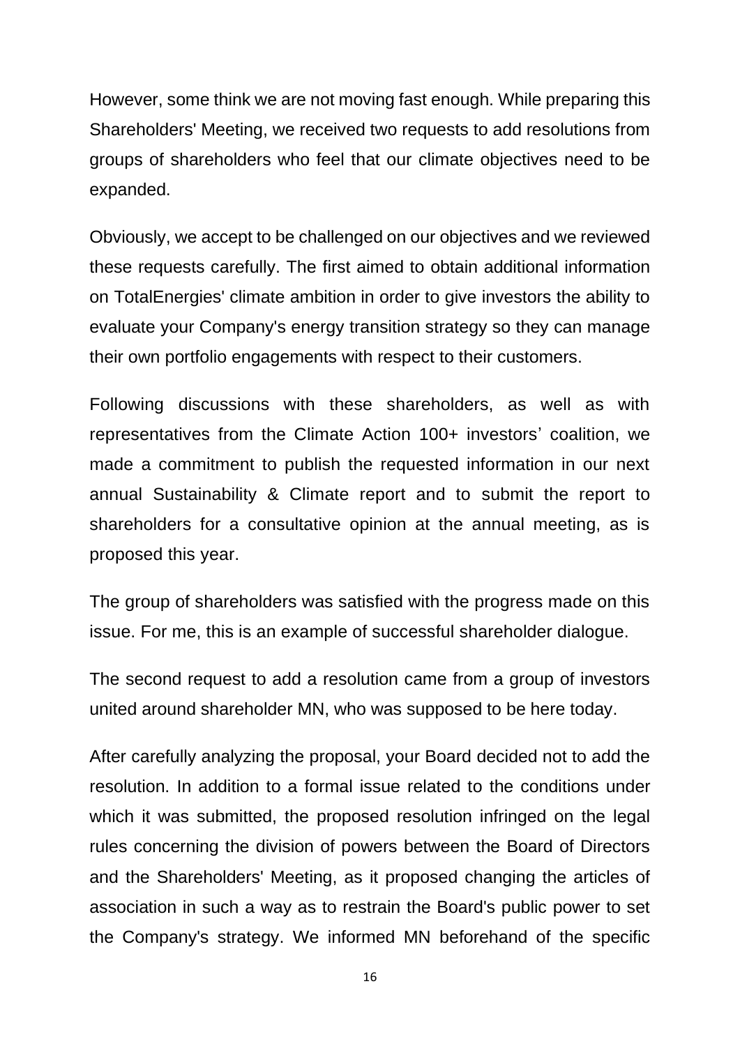However, some think we are not moving fast enough. While preparing this Shareholders' Meeting, we received two requests to add resolutions from groups of shareholders who feel that our climate objectives need to be expanded.

Obviously, we accept to be challenged on our objectives and we reviewed these requests carefully. The first aimed to obtain additional information on TotalEnergies' climate ambition in order to give investors the ability to evaluate your Company's energy transition strategy so they can manage their own portfolio engagements with respect to their customers.

Following discussions with these shareholders, as well as with representatives from the Climate Action 100+ investors' coalition, we made a commitment to publish the requested information in our next annual Sustainability & Climate report and to submit the report to shareholders for a consultative opinion at the annual meeting, as is proposed this year.

The group of shareholders was satisfied with the progress made on this issue. For me, this is an example of successful shareholder dialogue.

The second request to add a resolution came from a group of investors united around shareholder MN, who was supposed to be here today.

After carefully analyzing the proposal, your Board decided not to add the resolution. In addition to a formal issue related to the conditions under which it was submitted, the proposed resolution infringed on the legal rules concerning the division of powers between the Board of Directors and the Shareholders' Meeting, as it proposed changing the articles of association in such a way as to restrain the Board's public power to set the Company's strategy. We informed MN beforehand of the specific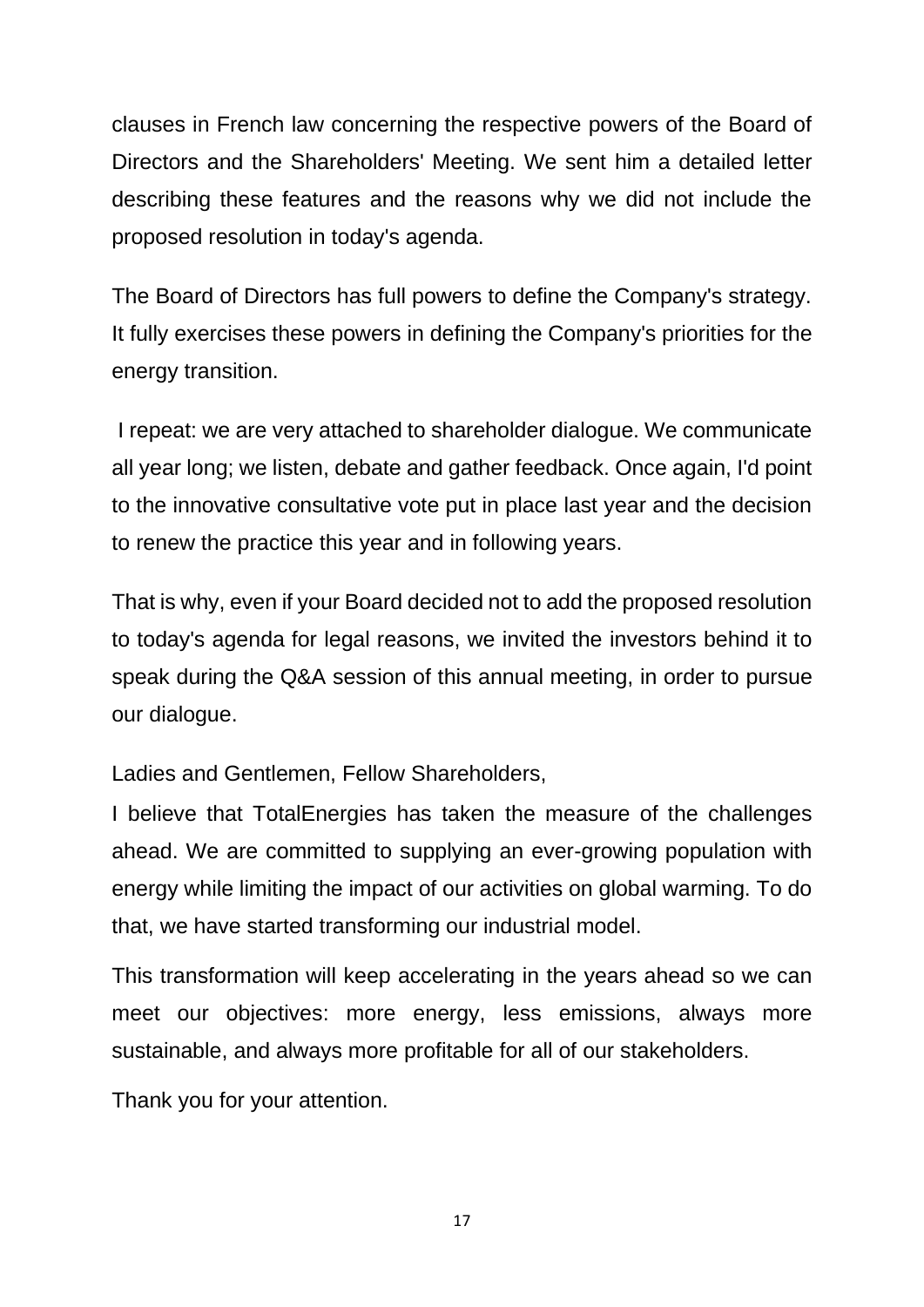clauses in French law concerning the respective powers of the Board of Directors and the Shareholders' Meeting. We sent him a detailed letter describing these features and the reasons why we did not include the proposed resolution in today's agenda.

The Board of Directors has full powers to define the Company's strategy. It fully exercises these powers in defining the Company's priorities for the energy transition.

I repeat: we are very attached to shareholder dialogue. We communicate all year long; we listen, debate and gather feedback. Once again, I'd point to the innovative consultative vote put in place last year and the decision to renew the practice this year and in following years.

That is why, even if your Board decided not to add the proposed resolution to today's agenda for legal reasons, we invited the investors behind it to speak during the Q&A session of this annual meeting, in order to pursue our dialogue.

Ladies and Gentlemen, Fellow Shareholders,

I believe that TotalEnergies has taken the measure of the challenges ahead. We are committed to supplying an ever-growing population with energy while limiting the impact of our activities on global warming. To do that, we have started transforming our industrial model.

This transformation will keep accelerating in the years ahead so we can meet our objectives: more energy, less emissions, always more sustainable, and always more profitable for all of our stakeholders.

Thank you for your attention.